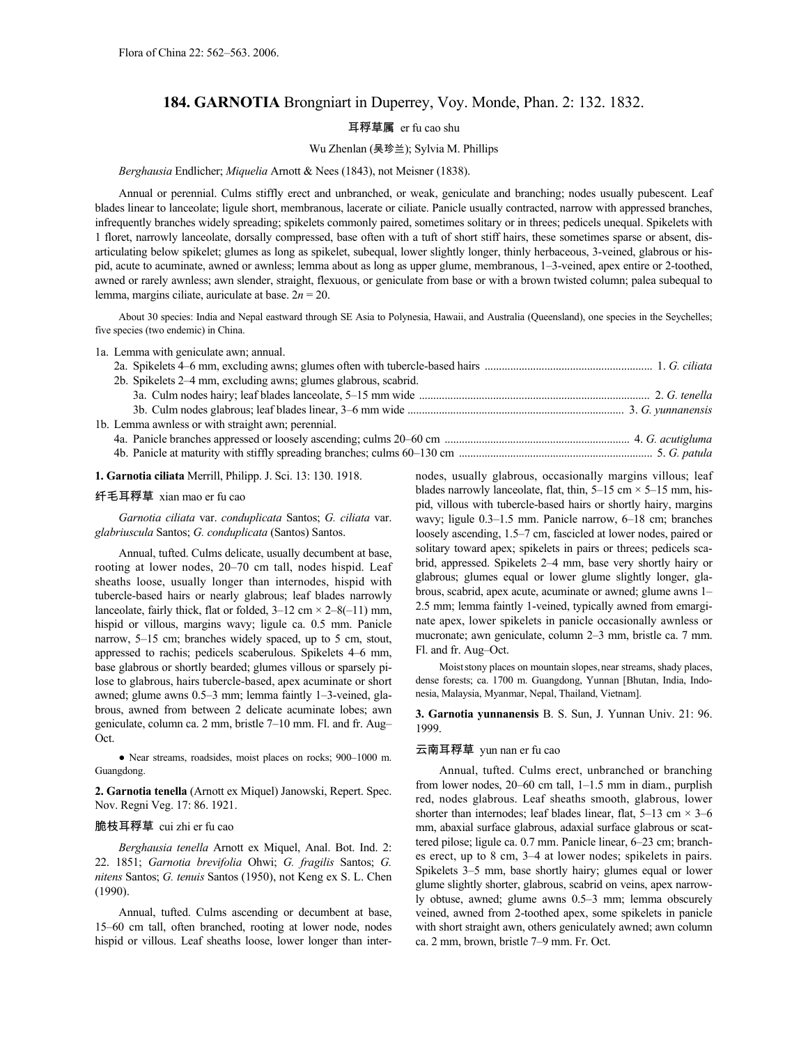Flora of China 22: 562–563. 2006.

# 184. GARNOTIA Brongniart in Duperrey, Voy. Monde, Phan. 2: 132. 1832.

耳稃草属 er fu cao shu

Wu Zhenlan (吴珍兰); Sylvia M. Phillips

*Berghausia* Endlicher; *Miquelia* Arnott & Nees (1843), not Meisner (1838).

Annual or perennial. Culms stiffly erect and unbranched, or weak, geniculate and branching; nodes usually pubescent. Leaf blades linear to lanceolate; ligule short, membranous, lacerate or ciliate. Panicle usually contracted, narrow with appressed branches, infrequently branches widely spreading; spikelets commonly paired, sometimes solitary or in threes; pedicels unequal. Spikelets with 1 floret, narrowly lanceolate, dorsally compressed, base often with a tuft of short stiff hairs, these sometimes sparse or absent, disarticulating below spikelet; glumes as long as spikelet, subequal, lower slightly longer, thinly herbaceous, 3-veined, glabrous or hispid, acute to acuminate, awned or awnless; lemma about as long as upper glume, membranous, 1–3-veined, apex entire or 2-toothed, awned or rarely awnless; awn slender, straight, flexuous, or geniculate from base or with a brown twisted column; palea subequal to lemma, margins ciliate, auriculate at base. $2n = 20$.

About 30 species: India and Nepal eastward through SE Asia to Polynesia, Hawaii, and Australia (Queensland), one species in the Seychelles; five species (two endemic) in China.

1a. Lemma with geniculate awn; annual.
- 2a. Spikelets 4–6 mm, excluding awns; glumes often with tubercle-based hairs .......... 1. *G. ciliata*
- 2b. Spikelets 2–4 mm, excluding awns; glumes glabrous, scabrid.
  - 3a. Culm nodes hairy; leaf blades lanceolate, 5–15 mm wide .......... 2. *G. tenella*
  - 3b. Culm nodes glabrous; leaf blades linear, 3–6 mm wide .......... 3. *G. yunnanensis*

1b. Lemma awnless or with straight awn; perennial.
- 4a. Panicle branches appressed or loosely ascending; culms 20–60 cm .......... 4. *G. acutigluma*
- 4b. Panicle at maturity with stiffly spreading branches; culms 60–130 cm .......... 5. *G. patula*

**1. Garnotia ciliata** Merrill, Philipp. J. Sci. 13: 130. 1918.

纤毛耳稃草 xian mao er fu cao

*Garnotia ciliata* var. *conduplicata* Santos; *G. ciliata* var. *glabriuscula* Santos; *G. conduplicata* (Santos) Santos.

Annual, tufted. Culms delicate, usually decumbent at base, rooting at lower nodes, 20–70 cm tall, nodes hispid. Leaf sheaths loose, usually longer than internodes, hispid with tubercle-based hairs or nearly glabrous; leaf blades narrowly lanceolate, fairly thick, flat or folded, 3–12 cm × 2–8(–11) mm, hispid or villous, margins wavy; ligule ca. 0.5 mm. Panicle narrow, 5–15 cm; branches widely spaced, up to 5 cm, stout, appressed to rachis; pedicels scaberulous. Spikelets 4–6 mm, base glabrous or shortly bearded; glumes villous or sparsely pilose to glabrous, hairs tubercle-based, apex acuminate or short awned; glume awns 0.5–3 mm; lemma faintly 1–3-veined, glabrous, awned from between 2 delicate acuminate lobes; awn geniculate, column ca. 2 mm, bristle 7–10 mm. Fl. and fr. Aug–Oct.

● Near streams, roadsides, moist places on rocks; 900–1000 m. Guangdong.

**2. Garnotia tenella** (Arnott ex Miquel) Janowski, Repert. Spec. Nov. Regni Veg. 17: 86. 1921.

脆枝耳稃草 cui zhi er fu cao

*Berghausia tenella* Arnott ex Miquel, Anal. Bot. Ind. 2: 22. 1851; *Garnotia brevifolia* Ohwi; *G. fragilis* Santos; *G. nitens* Santos; *G. tenuis* Santos (1950), not Keng ex S. L. Chen (1990).

Annual, tufted. Culms ascending or decumbent at base, 15–60 cm tall, often branched, rooting at lower node, nodes hispid or villous. Leaf sheaths loose, lower longer than internodes, usually glabrous, occasionally margins villous; leaf blades narrowly lanceolate, flat, thin, 5–15 cm × 5–15 mm, hispid, villous with tubercle-based hairs or shortly hairy, margins wavy; ligule 0.3–1.5 mm. Panicle narrow, 6–18 cm; branches loosely ascending, 1.5–7 cm, fascicled at lower nodes, paired or solitary toward apex; spikelets in pairs or threes; pedicels scabrid, appressed. Spikelets 2–4 mm, base very shortly hairy or glabrous; glumes equal or lower glume slightly longer, glabrous, scabrid, apex acute, acuminate or awned; glume awns 1–2.5 mm; lemma faintly 1-veined, typically awned from emarginate apex, lower spikelets in panicle occasionally awnless or mucronate; awn geniculate, column 2–3 mm, bristle ca. 7 mm. Fl. and fr. Aug–Oct.

Moist stony places on mountain slopes, near streams, shady places, dense forests; ca. 1700 m. Guangdong, Yunnan [Bhutan, India, Indonesia, Malaysia, Myanmar, Nepal, Thailand, Vietnam].

**3. Garnotia yunnanensis** B. S. Sun, J. Yunnan Univ. 21: 96. 1999.

云南耳稃草 yun nan er fu cao

Annual, tufted. Culms erect, unbranched or branching from lower nodes, 20–60 cm tall, 1–1.5 mm in diam., purplish red, nodes glabrous. Leaf sheaths smooth, glabrous, lower shorter than internodes; leaf blades linear, flat, 5–13 cm × 3–6 mm, abaxial surface glabrous, adaxial surface glabrous or scattered pilose; ligule ca. 0.7 mm. Panicle linear, 6–23 cm; branches erect, up to 8 cm, 3–4 at lower nodes; spikelets in pairs. Spikelets 3–5 mm, base shortly hairy; glumes equal or lower glume slightly shorter, glabrous, scabrid on veins, apex narrowly obtuse, awned; glume awns 0.5–3 mm; lemma obscurely veined, awned from 2-toothed apex, some spikelets in panicle with short straight awn, others geniculately awned; awn column ca. 2 mm, brown, bristle 7–9 mm. Fr. Oct.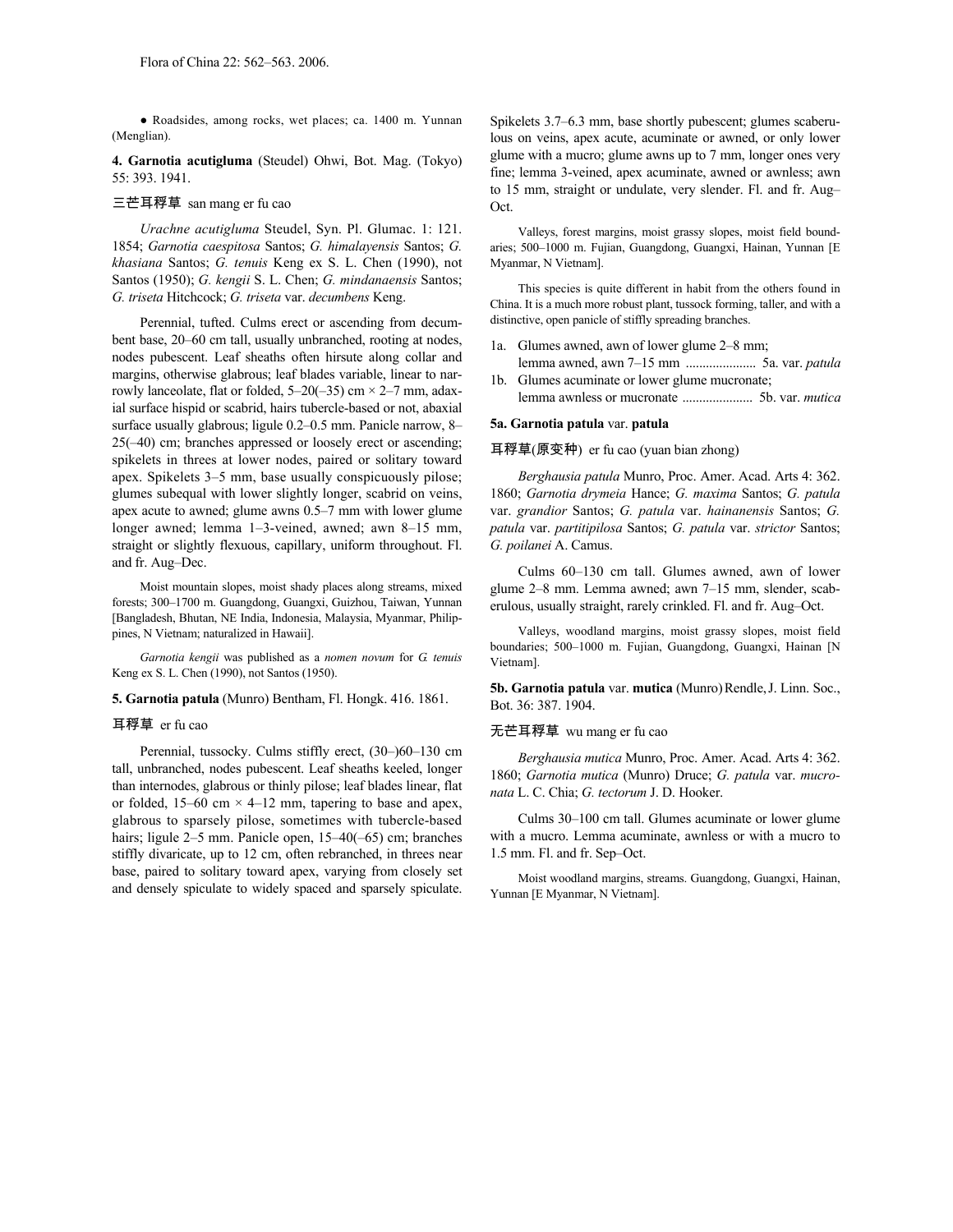● Roadsides, among rocks, wet places; ca. 1400 m. Yunnan (Menglian).

**4. Garnotia acutigluma** (Steudel) Ohwi, Bot. Mag. (Tokyo) 55: 393. 1941.

三芒耳稃草 san mang er fu cao

*Urachne acutigluma* Steudel, Syn. Pl. Glumac. 1: 121. 1854; *Garnotia caespitosa* Santos; *G. himalayensis* Santos; *G. khasiana* Santos; *G. tenuis* Keng ex S. L. Chen (1990), not Santos (1950); *G. kengii* S. L. Chen; *G. mindanaensis* Santos; *G. triseta* Hitchcock; *G. triseta* var. *decumbens* Keng.

Perennial, tufted. Culms erect or ascending from decumbent base, 20–60 cm tall, usually unbranched, rooting at nodes, nodes pubescent. Leaf sheaths often hirsute along collar and margins, otherwise glabrous; leaf blades variable, linear to narrowly lanceolate, flat or folded, 5–20(–35) cm × 2–7 mm, adaxial surface hispid or scabrid, hairs tubercle-based or not, abaxial surface usually glabrous; ligule 0.2–0.5 mm. Panicle narrow, 8–25(–40) cm; branches appressed or loosely erect or ascending; spikelets in threes at lower nodes, paired or solitary toward apex. Spikelets 3–5 mm, base usually conspicuously pilose; glumes subequal with lower slightly longer, scabrid on veins, apex acute to awned; glume awns 0.5–7 mm with lower glume longer awned; lemma 1–3-veined, awned; awn 8–15 mm, straight or slightly flexuous, capillary, uniform throughout. Fl. and fr. Aug–Dec.

Moist mountain slopes, moist shady places along streams, mixed forests; 300–1700 m. Guangdong, Guangxi, Guizhou, Taiwan, Yunnan [Bangladesh, Bhutan, NE India, Indonesia, Malaysia, Myanmar, Philippines, N Vietnam; naturalized in Hawaii].

*Garnotia kengii* was published as a *nomen novum* for *G. tenuis* Keng ex S. L. Chen (1990), not Santos (1950).

**5. Garnotia patula** (Munro) Bentham, Fl. Hongk. 416. 1861.

耳稃草 er fu cao

Perennial, tussocky. Culms stiffly erect, (30–)60–130 cm tall, unbranched, nodes pubescent. Leaf sheaths keeled, longer than internodes, glabrous or thinly pilose; leaf blades linear, flat or folded, 15–60 cm × 4–12 mm, tapering to base and apex, glabrous to sparsely pilose, sometimes with tubercle-based hairs; ligule 2–5 mm. Panicle open, 15–40(–65) cm; branches stiffly divaricate, up to 12 cm, often rebranched, in threes near base, paired to solitary toward apex, varying from closely set and densely spiculate to widely spaced and sparsely spiculate. Spikelets 3.7–6.3 mm, base shortly pubescent; glumes scaberulous on veins, apex acute, acuminate or awned, or only lower glume with a mucro; glume awns up to 7 mm, longer ones very fine; lemma 3-veined, apex acuminate, awned or awnless; awn to 15 mm, straight or undulate, very slender. Fl. and fr. Aug–Oct.

Valleys, forest margins, moist grassy slopes, moist field boundaries; 500–1000 m. Fujian, Guangdong, Guangxi, Hainan, Yunnan [E Myanmar, N Vietnam].

This species is quite different in habit from the others found in China. It is a much more robust plant, tussock forming, taller, and with a distinctive, open panicle of stiffly spreading branches.

1a. Glumes awned, awn of lower glume 2–8 mm; lemma awned, awn 7–15 mm ..................... 5a. var. *patula*
1b. Glumes acuminate or lower glume mucronate; lemma awnless or mucronate ..................... 5b. var. *mutica*

**5a. Garnotia patula** var. **patula**

耳稃草(原变种) er fu cao (yuan bian zhong)

*Berghausia patula* Munro, Proc. Amer. Acad. Arts 4: 362. 1860; *Garnotia drymeia* Hance; *G. maxima* Santos; *G. patula* var. *grandior* Santos; *G. patula* var. *hainanensis* Santos; *G. patula* var. *partitipilosa* Santos; *G. patula* var. *strictor* Santos; *G. poilanei* A. Camus.

Culms 60–130 cm tall. Glumes awned, awn of lower glume 2–8 mm. Lemma awned; awn 7–15 mm, slender, scaberulous, usually straight, rarely crinkled. Fl. and fr. Aug–Oct.

Valleys, woodland margins, moist grassy slopes, moist field boundaries; 500–1000 m. Fujian, Guangdong, Guangxi, Hainan [N Vietnam].

**5b. Garnotia patula** var. **mutica** (Munro) Rendle, J. Linn. Soc., Bot. 36: 387. 1904.

无芒耳稃草 wu mang er fu cao

*Berghausia mutica* Munro, Proc. Amer. Acad. Arts 4: 362. 1860; *Garnotia mutica* (Munro) Druce; *G. patula* var. *mucronata* L. C. Chia; *G. tectorum* J. D. Hooker.

Culms 30–100 cm tall. Glumes acuminate or lower glume with a mucro. Lemma acuminate, awnless or with a mucro to 1.5 mm. Fl. and fr. Sep–Oct.

Moist woodland margins, streams. Guangdong, Guangxi, Hainan, Yunnan [E Myanmar, N Vietnam].